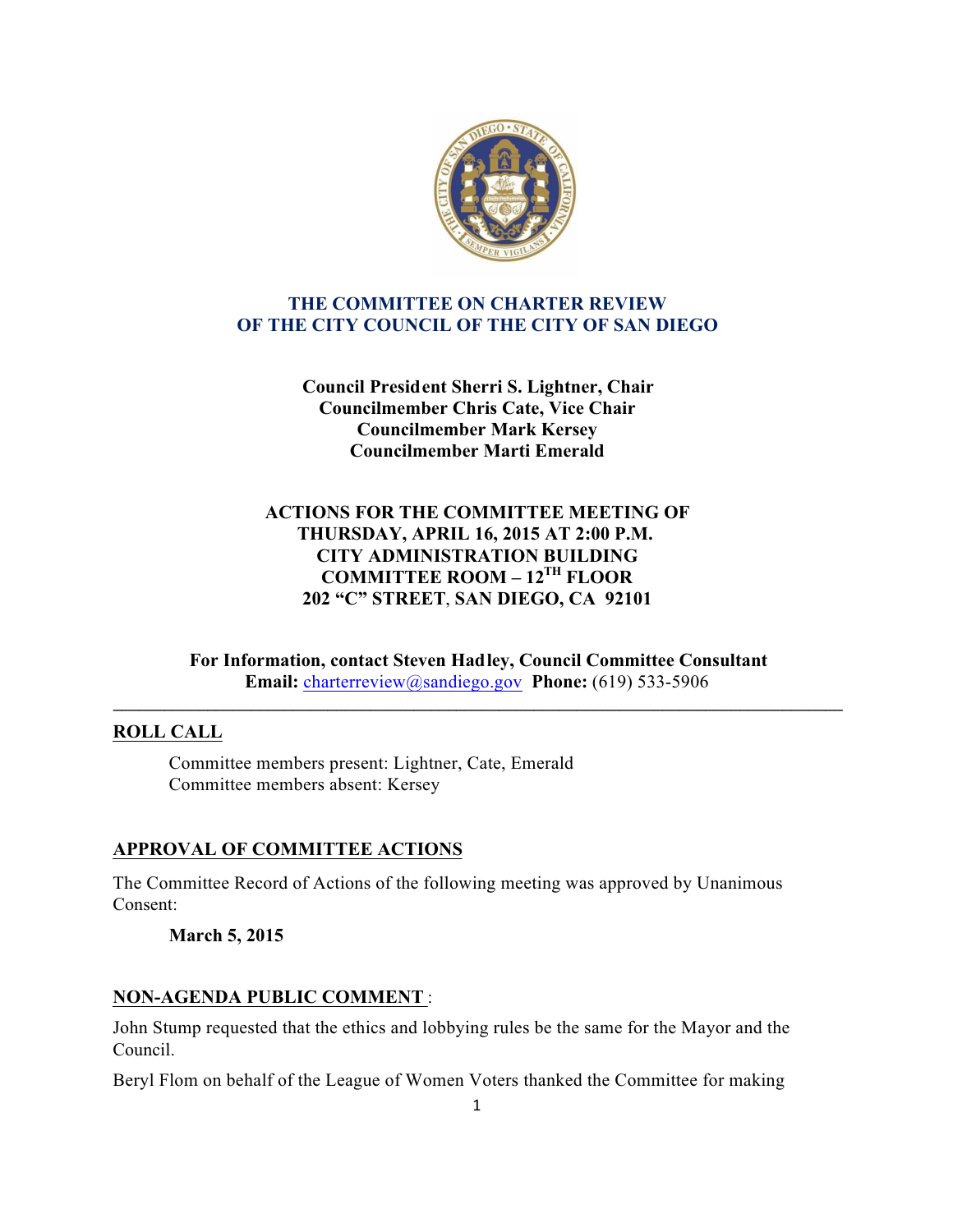# THE COMMITTEE ON CHARTER REVIEW
# OF THE CITY COUNCIL OF THE CITY OF SAN DIEGO

**Council President Sherri S. Lightner, Chair**
**Councilmember Chris Cate, Vice Chair**
**Councilmember Mark Kersey**
**Councilmember Marti Emerald**

**ACTIONS FOR THE COMMITTEE MEETING OF**
**THURSDAY, APRIL 16, 2015 AT 2:00 P.M.**
**CITY ADMINISTRATION BUILDING**
**COMMITTEE ROOM – 12TH FLOOR**
**202 "C" STREET, SAN DIEGO, CA 92101**

**For Information, contact Steven Hadley, Council Committee Consultant**
**Email:** charterreview@sandiego.gov **Phone:** (619) 533-5906

---

## ROLL CALL

Committee members present: Lightner, Cate, Emerald
Committee members absent: Kersey

## APPROVAL OF COMMITTEE ACTIONS

The Committee Record of Actions of the following meeting was approved by Unanimous Consent:

**March 5, 2015**

## NON-AGENDA PUBLIC COMMENT:

John Stump requested that the ethics and lobbying rules be the same for the Mayor and the Council.

Beryl Flom on behalf of the League of Women Voters thanked the Committee for making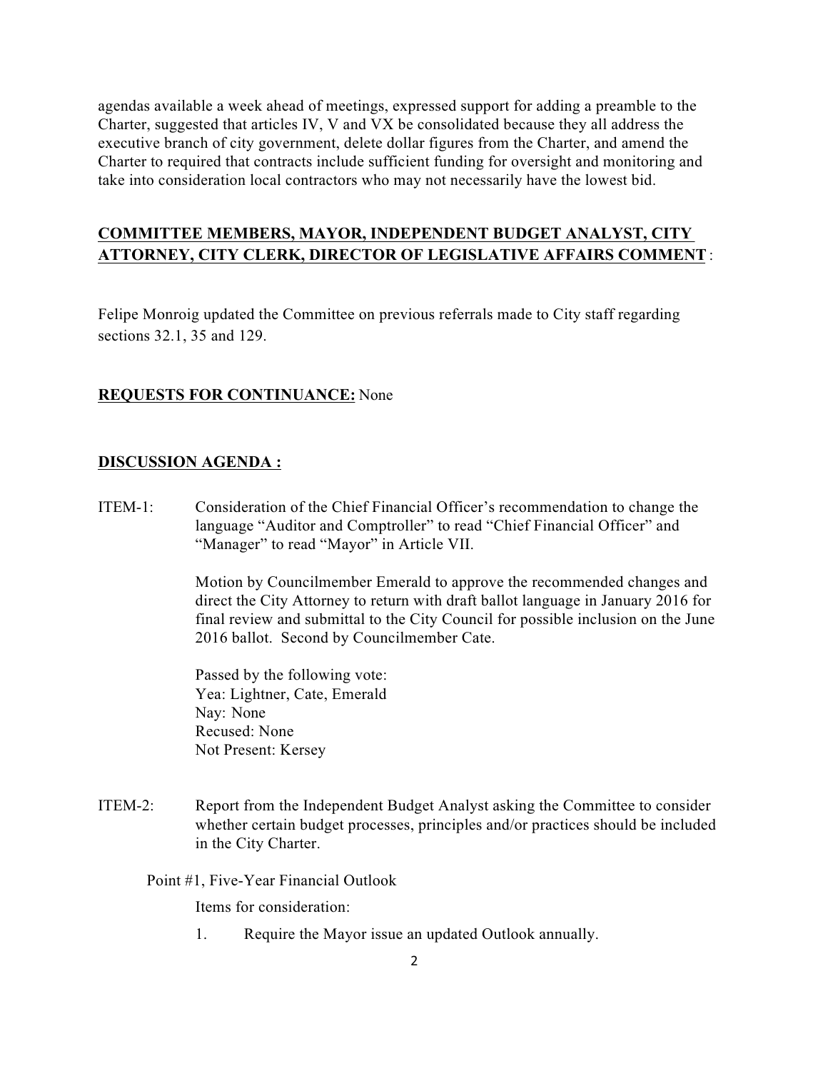agendas available a week ahead of meetings, expressed support for adding a preamble to the Charter, suggested that articles IV, V and VX be consolidated because they all address the executive branch of city government, delete dollar figures from the Charter, and amend the Charter to required that contracts include sufficient funding for oversight and monitoring and take into consideration local contractors who may not necessarily have the lowest bid.

**COMMITTEE MEMBERS, MAYOR, INDEPENDENT BUDGET ANALYST, CITY ATTORNEY, CITY CLERK, DIRECTOR OF LEGISLATIVE AFFAIRS COMMENT** :

Felipe Monroig updated the Committee on previous referrals made to City staff regarding sections 32.1, 35 and 129.

**REQUESTS FOR CONTINUANCE:** None

**DISCUSSION AGENDA :**

ITEM-1: Consideration of the Chief Financial Officer's recommendation to change the language "Auditor and Comptroller" to read "Chief Financial Officer" and "Manager" to read "Mayor" in Article VII.

Motion by Councilmember Emerald to approve the recommended changes and direct the City Attorney to return with draft ballot language in January 2016 for final review and submittal to the City Council for possible inclusion on the June 2016 ballot. Second by Councilmember Cate.

Passed by the following vote:
Yea: Lightner, Cate, Emerald
Nay: None
Recused: None
Not Present: Kersey

ITEM-2: Report from the Independent Budget Analyst asking the Committee to consider whether certain budget processes, principles and/or practices should be included in the City Charter.

Point #1, Five-Year Financial Outlook

Items for consideration:

1. Require the Mayor issue an updated Outlook annually.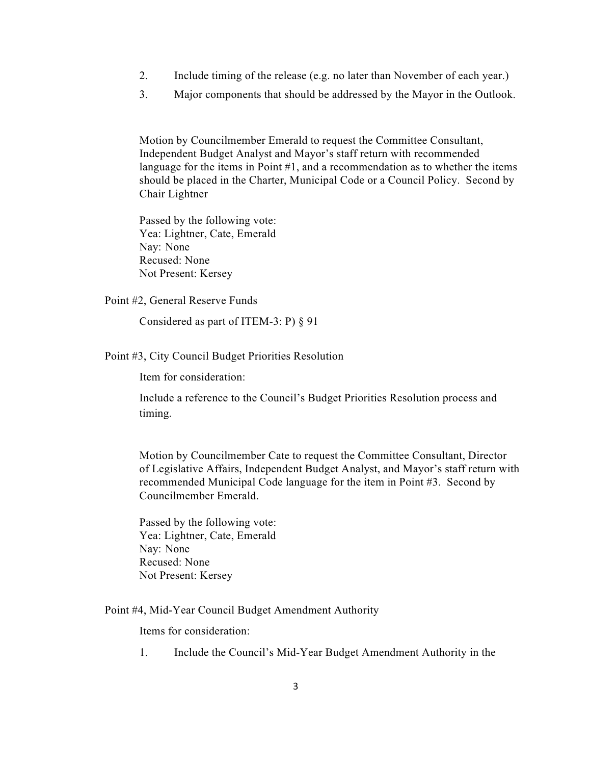2. Include timing of the release (e.g. no later than November of each year.)
3. Major components that should be addressed by the Mayor in the Outlook.

Motion by Councilmember Emerald to request the Committee Consultant, Independent Budget Analyst and Mayor's staff return with recommended language for the items in Point #1, and a recommendation as to whether the items should be placed in the Charter, Municipal Code or a Council Policy. Second by Chair Lightner

Passed by the following vote:
Yea: Lightner, Cate, Emerald
Nay: None
Recused: None
Not Present: Kersey

Point #2, General Reserve Funds

Considered as part of ITEM-3: P) § 91

Point #3, City Council Budget Priorities Resolution

Item for consideration:

Include a reference to the Council's Budget Priorities Resolution process and timing.

Motion by Councilmember Cate to request the Committee Consultant, Director of Legislative Affairs, Independent Budget Analyst, and Mayor's staff return with recommended Municipal Code language for the item in Point #3. Second by Councilmember Emerald.

Passed by the following vote:
Yea: Lightner, Cate, Emerald
Nay: None
Recused: None
Not Present: Kersey

Point #4, Mid-Year Council Budget Amendment Authority

Items for consideration:

1. Include the Council's Mid-Year Budget Amendment Authority in the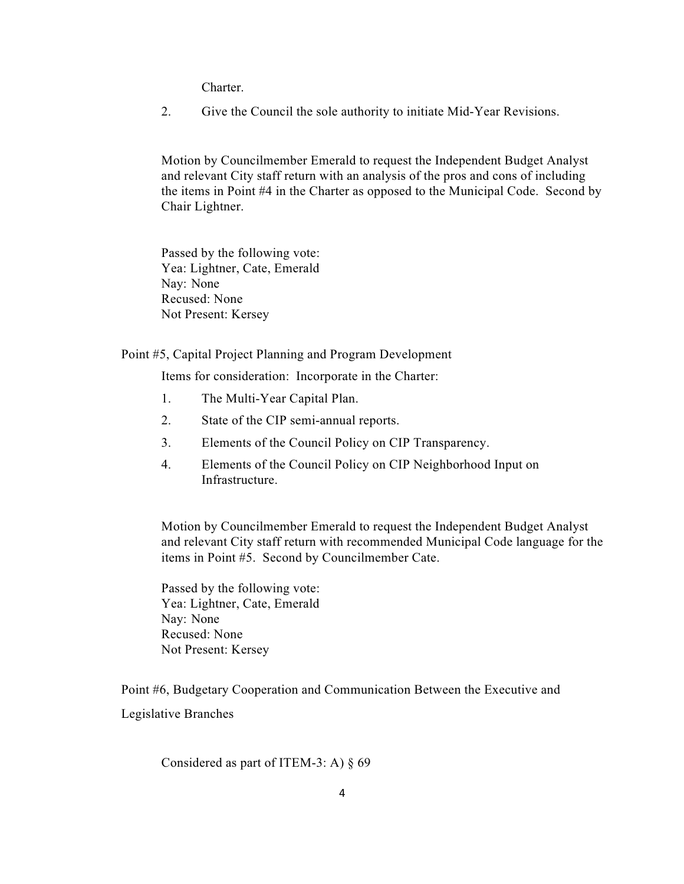Charter.

2. Give the Council the sole authority to initiate Mid-Year Revisions.

Motion by Councilmember Emerald to request the Independent Budget Analyst and relevant City staff return with an analysis of the pros and cons of including the items in Point #4 in the Charter as opposed to the Municipal Code. Second by Chair Lightner.

Passed by the following vote:
Yea: Lightner, Cate, Emerald
Nay: None
Recused: None
Not Present: Kersey

Point #5, Capital Project Planning and Program Development

Items for consideration: Incorporate in the Charter:

1. The Multi-Year Capital Plan.
2. State of the CIP semi-annual reports.
3. Elements of the Council Policy on CIP Transparency.
4. Elements of the Council Policy on CIP Neighborhood Input on Infrastructure.

Motion by Councilmember Emerald to request the Independent Budget Analyst and relevant City staff return with recommended Municipal Code language for the items in Point #5. Second by Councilmember Cate.

Passed by the following vote:
Yea: Lightner, Cate, Emerald
Nay: None
Recused: None
Not Present: Kersey

Point #6, Budgetary Cooperation and Communication Between the Executive and Legislative Branches

Considered as part of ITEM-3: A) § 69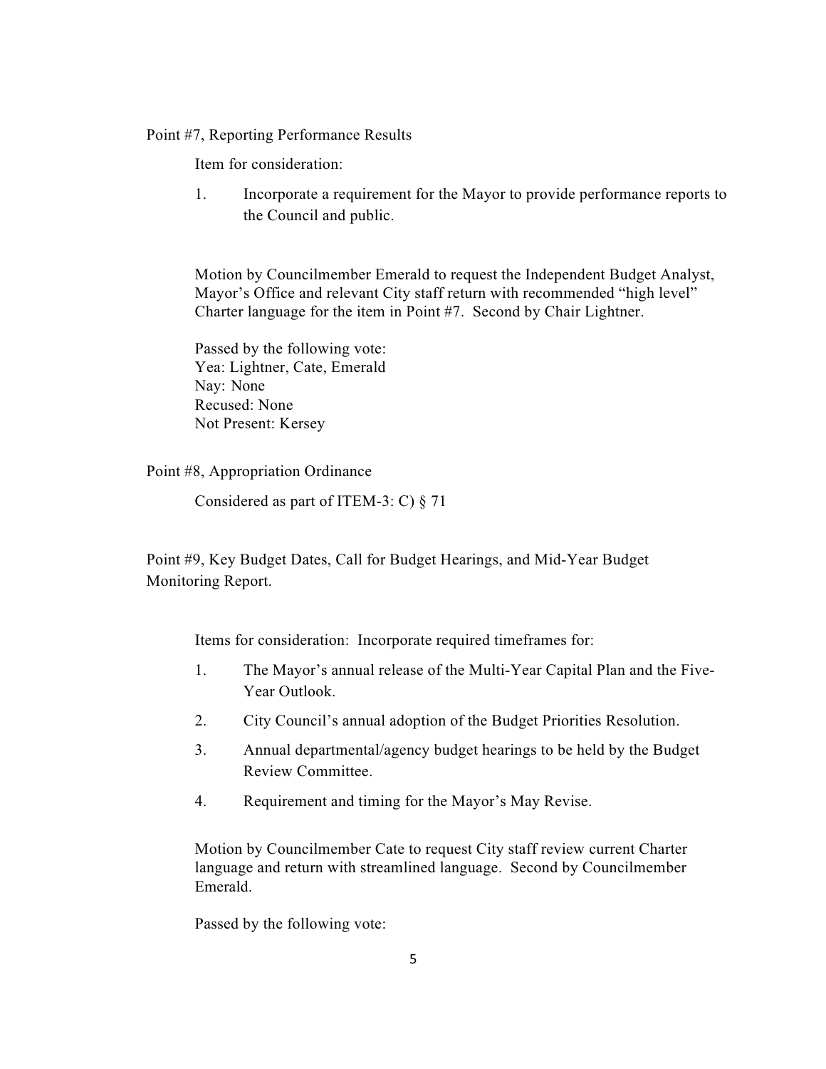Point #7, Reporting Performance Results

Item for consideration:

1. Incorporate a requirement for the Mayor to provide performance reports to the Council and public.

Motion by Councilmember Emerald to request the Independent Budget Analyst, Mayor's Office and relevant City staff return with recommended "high level" Charter language for the item in Point #7. Second by Chair Lightner.

Passed by the following vote:
Yea: Lightner, Cate, Emerald
Nay: None
Recused: None
Not Present: Kersey

Point #8, Appropriation Ordinance

Considered as part of ITEM-3: C) § 71

Point #9, Key Budget Dates, Call for Budget Hearings, and Mid-Year Budget Monitoring Report.

Items for consideration: Incorporate required timeframes for:

1. The Mayor's annual release of the Multi-Year Capital Plan and the Five-Year Outlook.
2. City Council's annual adoption of the Budget Priorities Resolution.
3. Annual departmental/agency budget hearings to be held by the Budget Review Committee.
4. Requirement and timing for the Mayor's May Revise.

Motion by Councilmember Cate to request City staff review current Charter language and return with streamlined language. Second by Councilmember Emerald.

Passed by the following vote: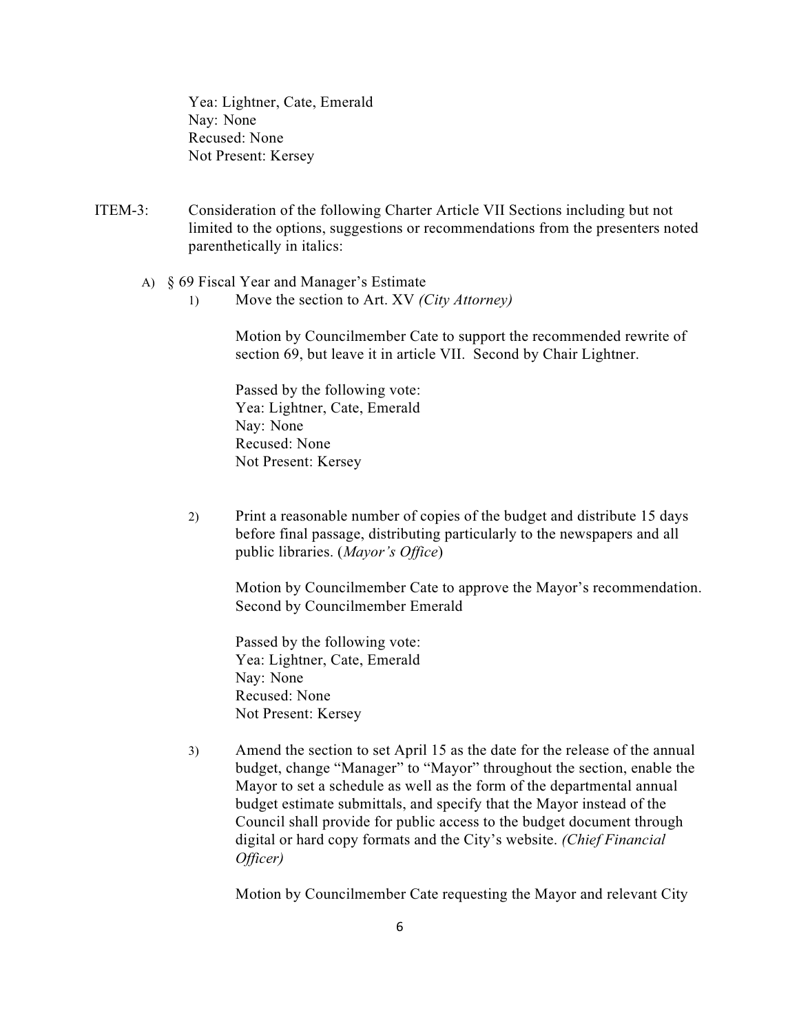Yea: Lightner, Cate, Emerald
Nay: None
Recused: None
Not Present: Kersey

ITEM-3: Consideration of the following Charter Article VII Sections including but not limited to the options, suggestions or recommendations from the presenters noted parenthetically in italics:

A) § 69 Fiscal Year and Manager's Estimate

1) Move the section to Art. XV *(City Attorney)*

Motion by Councilmember Cate to support the recommended rewrite of section 69, but leave it in article VII. Second by Chair Lightner.

Passed by the following vote:
Yea: Lightner, Cate, Emerald
Nay: None
Recused: None
Not Present: Kersey

2) Print a reasonable number of copies of the budget and distribute 15 days before final passage, distributing particularly to the newspapers and all public libraries. (*Mayor's Office*)

Motion by Councilmember Cate to approve the Mayor's recommendation. Second by Councilmember Emerald

Passed by the following vote:
Yea: Lightner, Cate, Emerald
Nay: None
Recused: None
Not Present: Kersey

3) Amend the section to set April 15 as the date for the release of the annual budget, change "Manager" to "Mayor" throughout the section, enable the Mayor to set a schedule as well as the form of the departmental annual budget estimate submittals, and specify that the Mayor instead of the Council shall provide for public access to the budget document through digital or hard copy formats and the City's website. *(Chief Financial Officer)*

Motion by Councilmember Cate requesting the Mayor and relevant City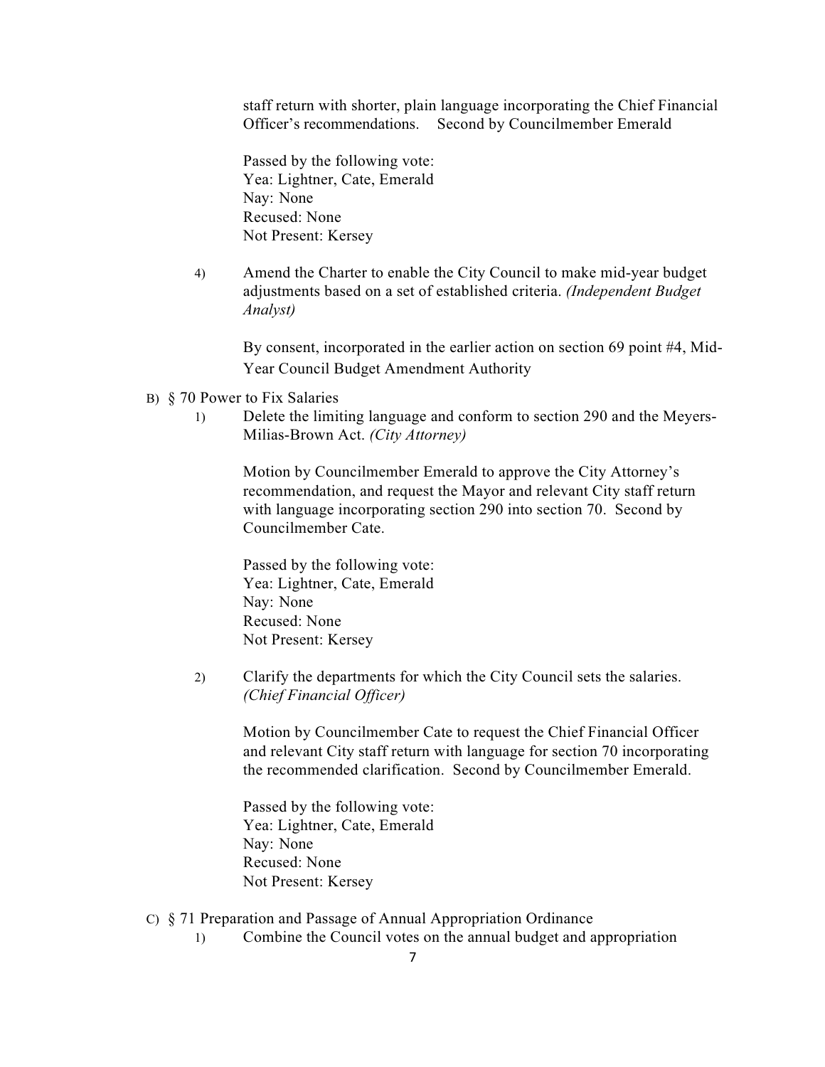staff return with shorter, plain language incorporating the Chief Financial Officer's recommendations.    Second by Councilmember Emerald

Passed by the following vote:
Yea: Lightner, Cate, Emerald
Nay: None
Recused: None
Not Present: Kersey

4) Amend the Charter to enable the City Council to make mid-year budget adjustments based on a set of established criteria. *(Independent Budget Analyst)*

By consent, incorporated in the earlier action on section 69 point #4, Mid-Year Council Budget Amendment Authority

B) § 70 Power to Fix Salaries

1) Delete the limiting language and conform to section 290 and the Meyers-Milias-Brown Act. *(City Attorney)*

Motion by Councilmember Emerald to approve the City Attorney's recommendation, and request the Mayor and relevant City staff return with language incorporating section 290 into section 70. Second by Councilmember Cate.

Passed by the following vote:
Yea: Lightner, Cate, Emerald
Nay: None
Recused: None
Not Present: Kersey

2) Clarify the departments for which the City Council sets the salaries. *(Chief Financial Officer)*

Motion by Councilmember Cate to request the Chief Financial Officer and relevant City staff return with language for section 70 incorporating the recommended clarification. Second by Councilmember Emerald.

Passed by the following vote:
Yea: Lightner, Cate, Emerald
Nay: None
Recused: None
Not Present: Kersey

C) § 71 Preparation and Passage of Annual Appropriation Ordinance

1) Combine the Council votes on the annual budget and appropriation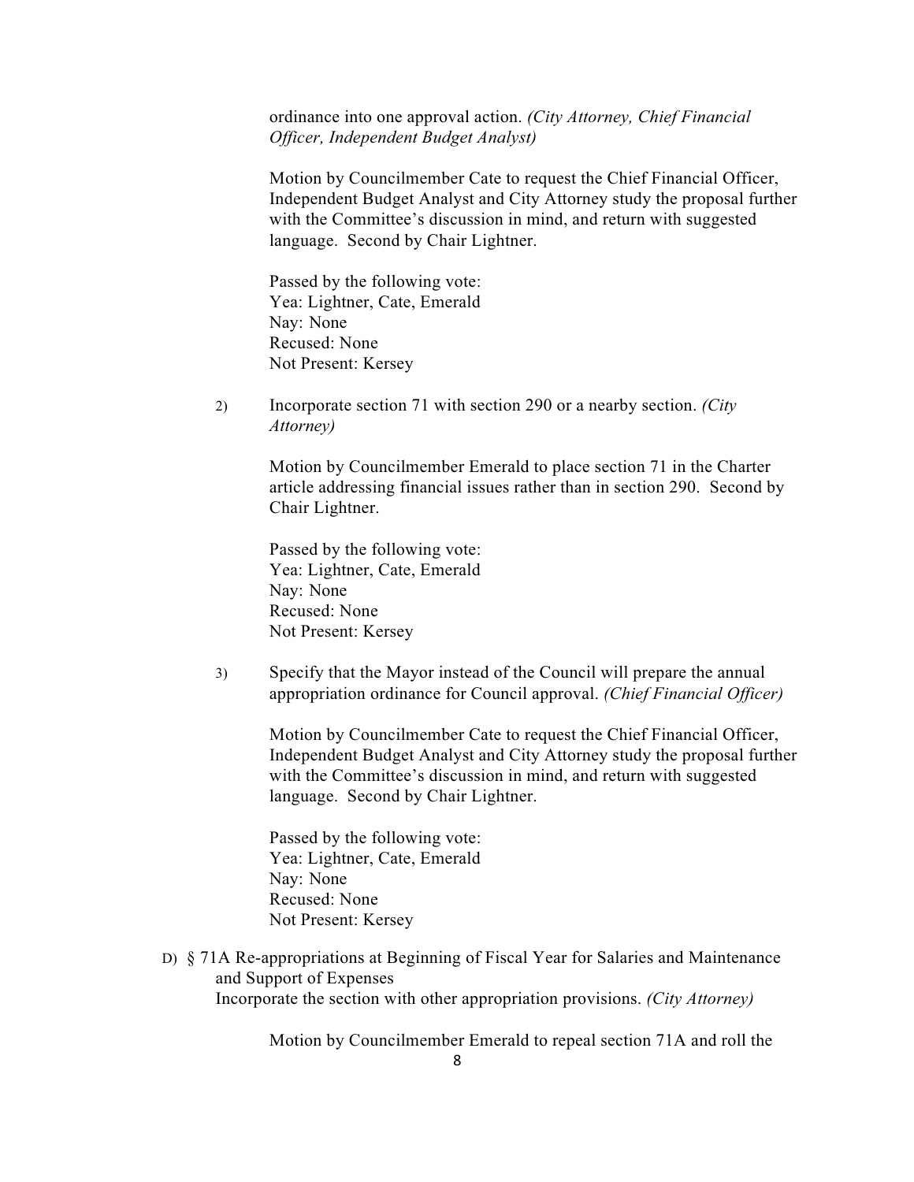ordinance into one approval action. *(City Attorney, Chief Financial Officer, Independent Budget Analyst)*

Motion by Councilmember Cate to request the Chief Financial Officer, Independent Budget Analyst and City Attorney study the proposal further with the Committee's discussion in mind, and return with suggested language. Second by Chair Lightner.

Passed by the following vote:
Yea: Lightner, Cate, Emerald
Nay: None
Recused: None
Not Present: Kersey

2) Incorporate section 71 with section 290 or a nearby section. *(City Attorney)*

Motion by Councilmember Emerald to place section 71 in the Charter article addressing financial issues rather than in section 290. Second by Chair Lightner.

Passed by the following vote:
Yea: Lightner, Cate, Emerald
Nay: None
Recused: None
Not Present: Kersey

3) Specify that the Mayor instead of the Council will prepare the annual appropriation ordinance for Council approval. *(Chief Financial Officer)*

Motion by Councilmember Cate to request the Chief Financial Officer, Independent Budget Analyst and City Attorney study the proposal further with the Committee's discussion in mind, and return with suggested language. Second by Chair Lightner.

Passed by the following vote:
Yea: Lightner, Cate, Emerald
Nay: None
Recused: None
Not Present: Kersey

D) § 71A Re-appropriations at Beginning of Fiscal Year for Salaries and Maintenance and Support of Expenses
Incorporate the section with other appropriation provisions. *(City Attorney)*

Motion by Councilmember Emerald to repeal section 71A and roll the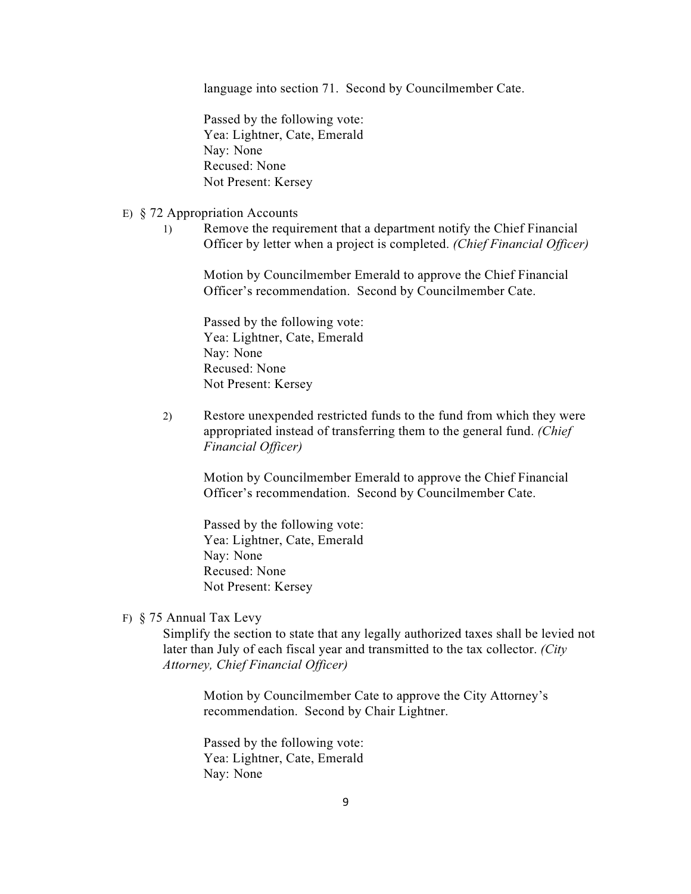language into section 71. Second by Councilmember Cate.

Passed by the following vote:
Yea: Lightner, Cate, Emerald
Nay: None
Recused: None
Not Present: Kersey

E) § 72 Appropriation Accounts

1) Remove the requirement that a department notify the Chief Financial Officer by letter when a project is completed. *(Chief Financial Officer)*

   Motion by Councilmember Emerald to approve the Chief Financial Officer's recommendation. Second by Councilmember Cate.

   Passed by the following vote:
   Yea: Lightner, Cate, Emerald
   Nay: None
   Recused: None
   Not Present: Kersey

2) Restore unexpended restricted funds to the fund from which they were appropriated instead of transferring them to the general fund. *(Chief Financial Officer)*

   Motion by Councilmember Emerald to approve the Chief Financial Officer's recommendation. Second by Councilmember Cate.

   Passed by the following vote:
   Yea: Lightner, Cate, Emerald
   Nay: None
   Recused: None
   Not Present: Kersey

F) § 75 Annual Tax Levy

Simplify the section to state that any legally authorized taxes shall be levied not later than July of each fiscal year and transmitted to the tax collector. *(City Attorney, Chief Financial Officer)*

Motion by Councilmember Cate to approve the City Attorney's recommendation. Second by Chair Lightner.

Passed by the following vote:
Yea: Lightner, Cate, Emerald
Nay: None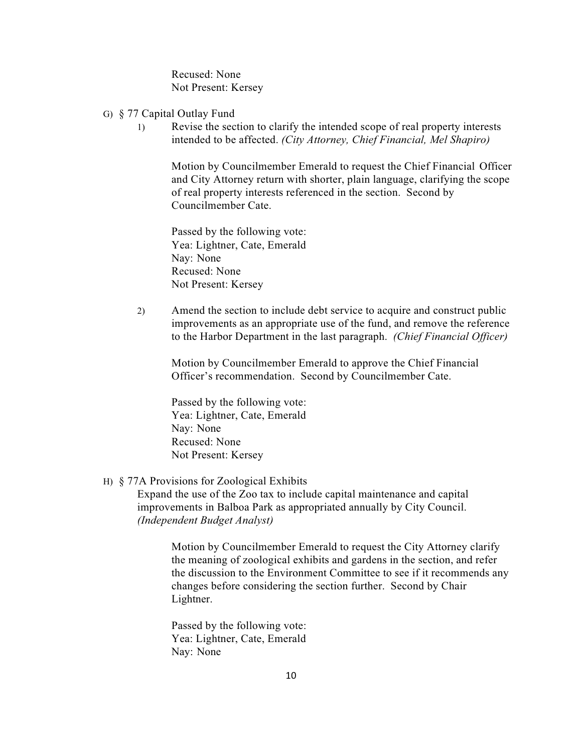Recused: None
Not Present: Kersey

G) § 77 Capital Outlay Fund

1) Revise the section to clarify the intended scope of real property interests intended to be affected. *(City Attorney, Chief Financial, Mel Shapiro)*

   Motion by Councilmember Emerald to request the Chief Financial Officer and City Attorney return with shorter, plain language, clarifying the scope of real property interests referenced in the section. Second by Councilmember Cate.

   Passed by the following vote:
   Yea: Lightner, Cate, Emerald
   Nay: None
   Recused: None
   Not Present: Kersey

2) Amend the section to include debt service to acquire and construct public improvements as an appropriate use of the fund, and remove the reference to the Harbor Department in the last paragraph. *(Chief Financial Officer)*

   Motion by Councilmember Emerald to approve the Chief Financial Officer's recommendation. Second by Councilmember Cate.

   Passed by the following vote:
   Yea: Lightner, Cate, Emerald
   Nay: None
   Recused: None
   Not Present: Kersey

H) § 77A Provisions for Zoological Exhibits

Expand the use of the Zoo tax to include capital maintenance and capital improvements in Balboa Park as appropriated annually by City Council. *(Independent Budget Analyst)*

   Motion by Councilmember Emerald to request the City Attorney clarify the meaning of zoological exhibits and gardens in the section, and refer the discussion to the Environment Committee to see if it recommends any changes before considering the section further. Second by Chair Lightner.

   Passed by the following vote:
   Yea: Lightner, Cate, Emerald
   Nay: None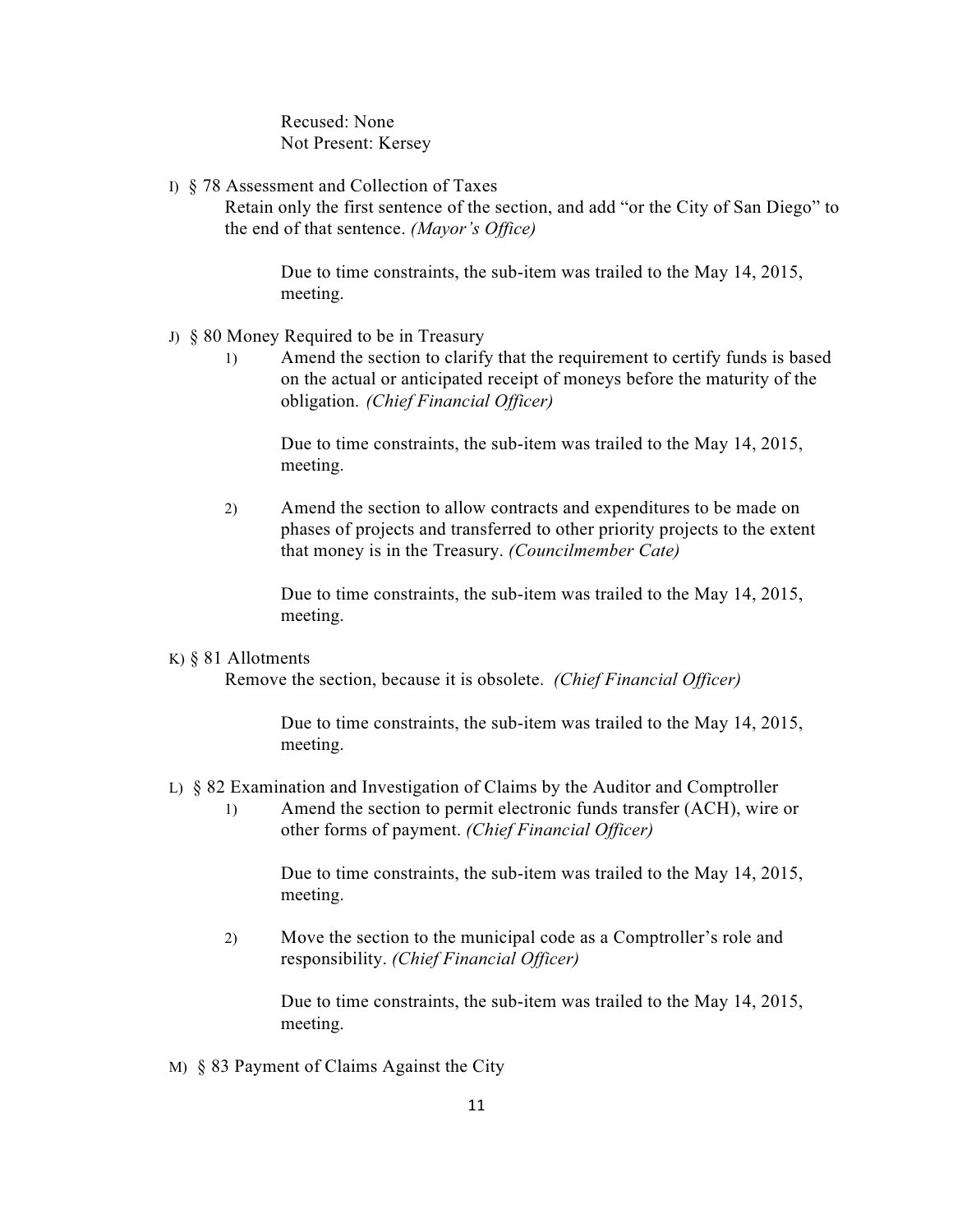Recused: None
Not Present: Kersey

I) § 78 Assessment and Collection of Taxes
Retain only the first sentence of the section, and add "or the City of San Diego" to the end of that sentence. *(Mayor's Office)*

Due to time constraints, the sub-item was trailed to the May 14, 2015, meeting.

J) § 80 Money Required to be in Treasury

1) Amend the section to clarify that the requirement to certify funds is based on the actual or anticipated receipt of moneys before the maturity of the obligation. *(Chief Financial Officer)*

   Due to time constraints, the sub-item was trailed to the May 14, 2015, meeting.

2) Amend the section to allow contracts and expenditures to be made on phases of projects and transferred to other priority projects to the extent that money is in the Treasury. *(Councilmember Cate)*

   Due to time constraints, the sub-item was trailed to the May 14, 2015, meeting.

K) § 81 Allotments
Remove the section, because it is obsolete. *(Chief Financial Officer)*

Due to time constraints, the sub-item was trailed to the May 14, 2015, meeting.

L) § 82 Examination and Investigation of Claims by the Auditor and Comptroller

1) Amend the section to permit electronic funds transfer (ACH), wire or other forms of payment. *(Chief Financial Officer)*

   Due to time constraints, the sub-item was trailed to the May 14, 2015, meeting.

2) Move the section to the municipal code as a Comptroller's role and responsibility. *(Chief Financial Officer)*

   Due to time constraints, the sub-item was trailed to the May 14, 2015, meeting.

M) § 83 Payment of Claims Against the City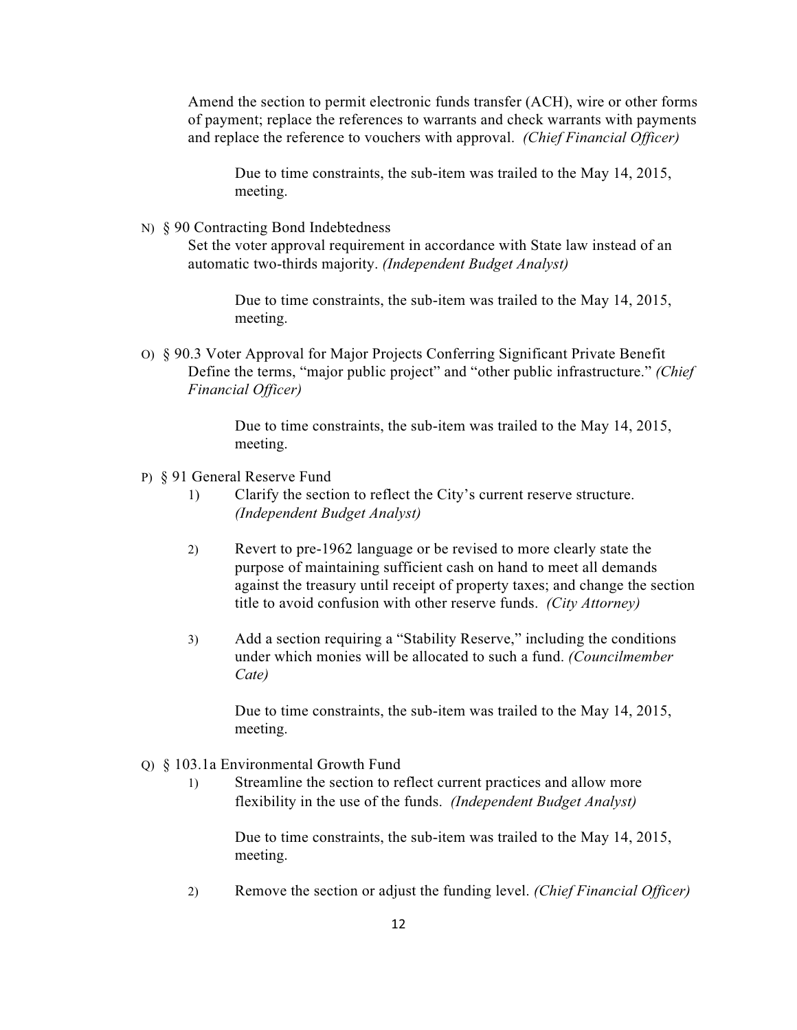Amend the section to permit electronic funds transfer (ACH), wire or other forms of payment; replace the references to warrants and check warrants with payments and replace the reference to vouchers with approval. *(Chief Financial Officer)*

> Due to time constraints, the sub-item was trailed to the May 14, 2015, meeting.

N) § 90 Contracting Bond Indebtedness
Set the voter approval requirement in accordance with State law instead of an automatic two-thirds majority. *(Independent Budget Analyst)*

> Due to time constraints, the sub-item was trailed to the May 14, 2015, meeting.

O) § 90.3 Voter Approval for Major Projects Conferring Significant Private Benefit
Define the terms, "major public project" and "other public infrastructure." *(Chief Financial Officer)*

> Due to time constraints, the sub-item was trailed to the May 14, 2015, meeting.

P) § 91 General Reserve Fund

1) Clarify the section to reflect the City's current reserve structure. *(Independent Budget Analyst)*

2) Revert to pre-1962 language or be revised to more clearly state the purpose of maintaining sufficient cash on hand to meet all demands against the treasury until receipt of property taxes; and change the section title to avoid confusion with other reserve funds. *(City Attorney)*

3) Add a section requiring a "Stability Reserve," including the conditions under which monies will be allocated to such a fund. *(Councilmember Cate)*

> Due to time constraints, the sub-item was trailed to the May 14, 2015, meeting.

Q) § 103.1a Environmental Growth Fund

1) Streamline the section to reflect current practices and allow more flexibility in the use of the funds. *(Independent Budget Analyst)*

> Due to time constraints, the sub-item was trailed to the May 14, 2015, meeting.

2) Remove the section or adjust the funding level. *(Chief Financial Officer)*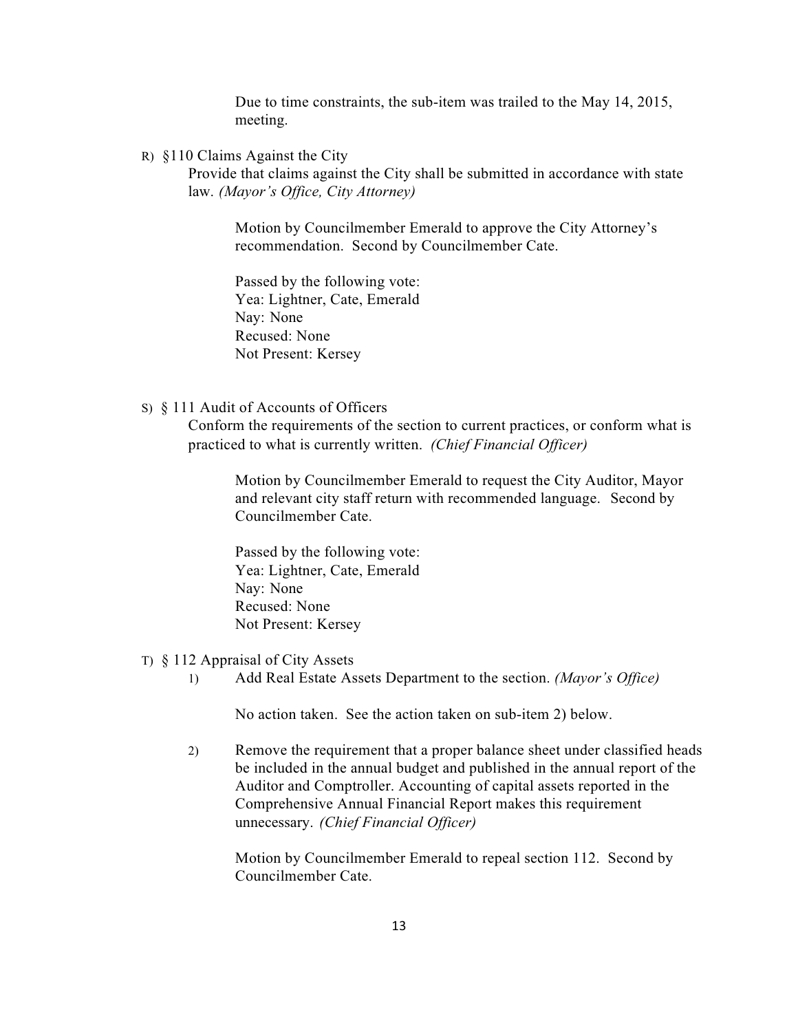Due to time constraints, the sub-item was trailed to the May 14, 2015, meeting.

R) §110 Claims Against the City

Provide that claims against the City shall be submitted in accordance with state law. *(Mayor's Office, City Attorney)*

Motion by Councilmember Emerald to approve the City Attorney's recommendation. Second by Councilmember Cate.

Passed by the following vote:
Yea: Lightner, Cate, Emerald
Nay: None
Recused: None
Not Present: Kersey

S) § 111 Audit of Accounts of Officers

Conform the requirements of the section to current practices, or conform what is practiced to what is currently written. *(Chief Financial Officer)*

Motion by Councilmember Emerald to request the City Auditor, Mayor and relevant city staff return with recommended language. Second by Councilmember Cate.

Passed by the following vote:
Yea: Lightner, Cate, Emerald
Nay: None
Recused: None
Not Present: Kersey

T) § 112 Appraisal of City Assets

1) Add Real Estate Assets Department to the section. *(Mayor's Office)*

No action taken. See the action taken on sub-item 2) below.

2) Remove the requirement that a proper balance sheet under classified heads be included in the annual budget and published in the annual report of the Auditor and Comptroller. Accounting of capital assets reported in the Comprehensive Annual Financial Report makes this requirement unnecessary. *(Chief Financial Officer)*

Motion by Councilmember Emerald to repeal section 112. Second by Councilmember Cate.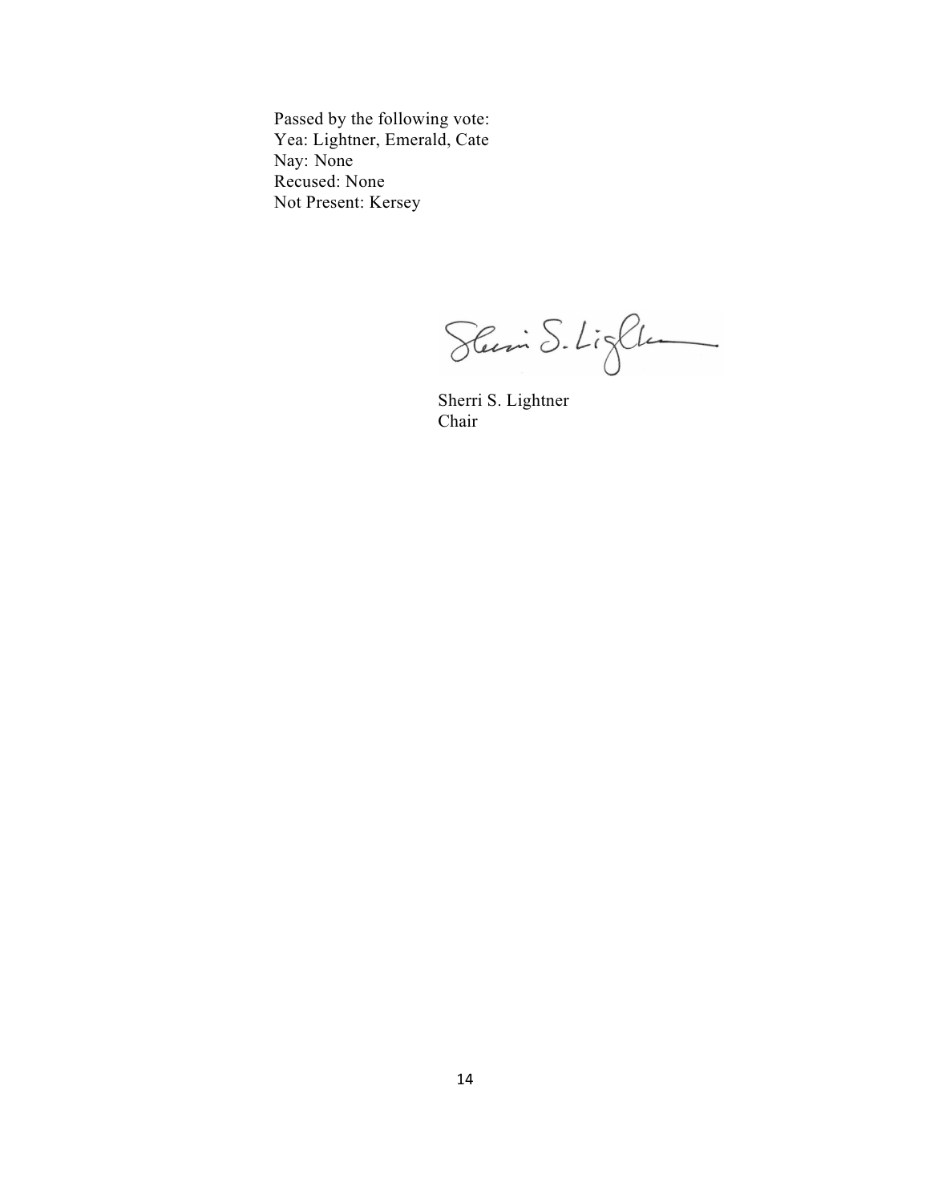Passed by the following vote:
Yea: Lightner, Emerald, Cate
Nay: None
Recused: None
Not Present: Kersey

Sherri S. Lightner
Chair